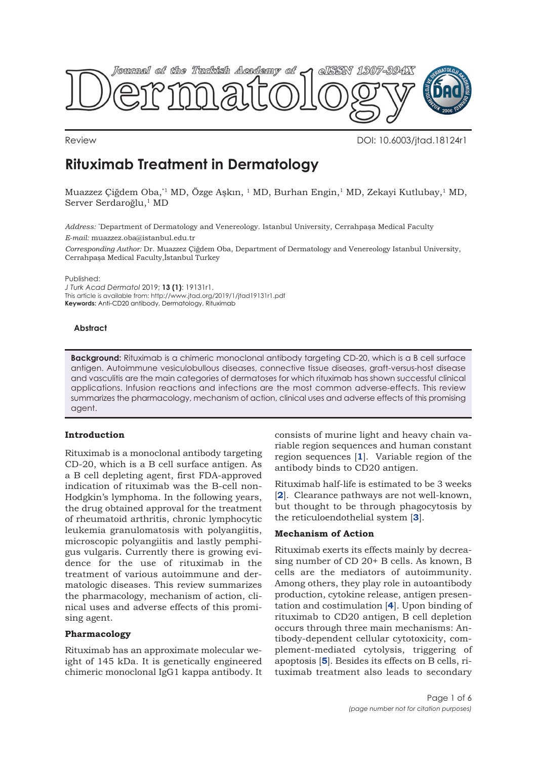Review

DOI: 10.6003/jtad.18124r1

# Rituximab Treatment in Dermatology

Muazzez Çiğdem Oba,*[1] MD, Özge Aşkın, [1] MD, Burhan Engin,[1] MD, Zekayi Kutlubay,[1] MD, Server Serdaroğlu,[1] MD

*Address:* *Department of Dermatology and Venereology. Istanbul University, Cerrahpaşa Medical Faculty

*E-mail:* muazzez.oba@istanbul.edu.tr

*Corresponding Author:* Dr. Muazzez Çiğdem Oba, Department of Dermatology and Venereology Istanbul University, Cerrahpaşa Medical Faculty,İstanbul Turkey

Published:
*J Turk Acad Dermatol* 2019; **13 (1)**: 19131r1.
This article is available from: http://www.jtad.org/2019/1/jtad19131r1.pdf
**Keywords:** Anti-CD20 antibody, Dermatology, Rituximab

### Abstract

**Background:** Rituximab is a chimeric monoclonal antibody targeting CD-20, which is a B cell surface antigen. Autoimmune vesiculobullous diseases, connective tissue diseases, graft-versus-host disease and vasculitis are the main categories of dermatoses for which rituximab has shown successful clinical applications. Infusion reactions and infections are the most common adverse-effects. This review summarizes the pharmacology, mechanism of action, clinical uses and adverse effects of this promising agent.

## Introduction

Rituximab is a monoclonal antibody targeting CD-20, which is a B cell surface antigen. As a B cell depleting agent, first FDA-approved indication of rituximab was the B-cell non-Hodgkin's lymphoma. In the following years, the drug obtained approval for the treatment of rheumatoid arthritis, chronic lymphocytic leukemia granulomatosis with polyangiitis, microscopic polyangiitis and lastly pemphigus vulgaris. Currently there is growing evidence for the use of rituximab in the treatment of various autoimmune and dermatologic diseases. This review summarizes the pharmacology, mechanism of action, clinical uses and adverse effects of this promising agent.

## Pharmacology

Rituximab has an approximate molecular weight of 145 kDa. It is genetically engineered chimeric monoclonal IgG1 kappa antibody. It consists of murine light and heavy chain variable region sequences and human constant region sequences [1]. Variable region of the antibody binds to CD20 antigen.

Rituximab half-life is estimated to be 3 weeks [2]. Clearance pathways are not well-known, but thought to be through phagocytosis by the reticuloendothelial system [3].

## Mechanism of Action

Rituximab exerts its effects mainly by decreasing number of CD 20+ B cells. As known, B cells are the mediators of autoimmunity. Among others, they play role in autoantibody production, cytokine release, antigen presentation and costimulation [4]. Upon binding of rituximab to CD20 antigen, B cell depletion occurs through three main mechanisms: Antibody-dependent cellular cytotoxicity, complement-mediated cytolysis, triggering of apoptosis [5]. Besides its effects on B cells, rituximab treatment also leads to secondary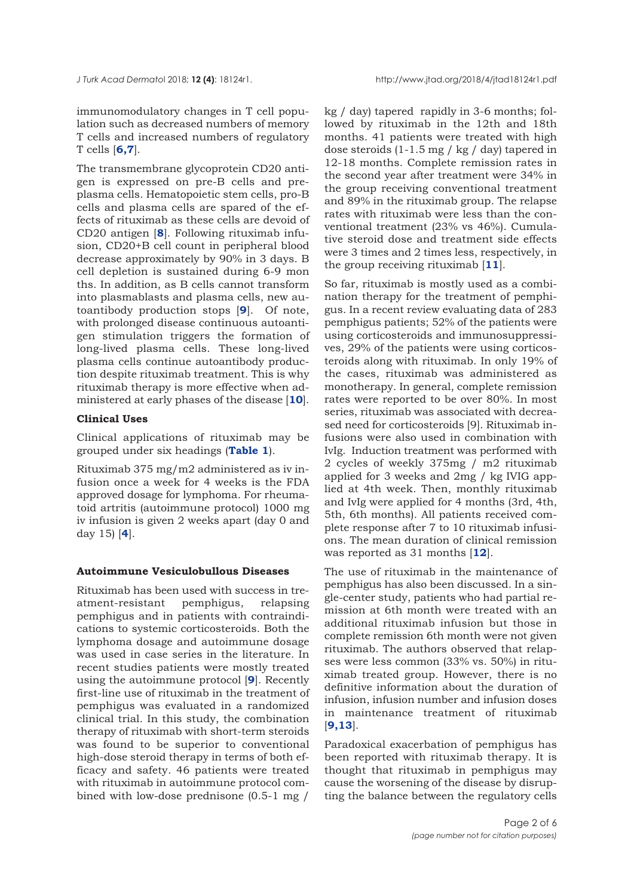immunomodulatory changes in T cell population such as decreased numbers of memory T cells and increased numbers of regulatory T cells [**6,7**].

The transmembrane glycoprotein CD20 antigen is expressed on pre-B cells and pre-plasma cells. Hematopoietic stem cells, pro-B cells and plasma cells are spared of the effects of rituximab as these cells are devoid of CD20 antigen [**8**]. Following rituximab infusion, CD20+B cell count in peripheral blood decrease approximately by 90% in 3 days. B cell depletion is sustained during 6-9 months. In addition, as B cells cannot transform into plasmablasts and plasma cells, new autoantibody production stops [**9**]. Of note, with prolonged disease continuous autoantigen stimulation triggers the formation of long-lived plasma cells. These long-lived plasma cells continue autoantibody production despite rituximab treatment. This is why rituximab therapy is more effective when administered at early phases of the disease [**10**].

**Clinical Uses**

Clinical applications of rituximab may be grouped under six headings (**Table 1**).

Rituximab 375 mg/m2 administered as iv infusion once a week for 4 weeks is the FDA approved dosage for lymphoma. For rheumatoid artritis (autoimmune protocol) 1000 mg iv infusion is given 2 weeks apart (day 0 and day 15) [**4**].

**Autoimmune Vesiculobullous Diseases**

Rituximab has been used with success in treatment-resistant pemphigus, relapsing pemphigus and in patients with contraindications to systemic corticosteroids. Both the lymphoma dosage and autoimmune dosage was used in case series in the literature. In recent studies patients were mostly treated using the autoimmune protocol [**9**]. Recently first-line use of rituximab in the treatment of pemphigus was evaluated in a randomized clinical trial. In this study, the combination therapy of rituximab with short-term steroids was found to be superior to conventional high-dose steroid therapy in terms of both efficacy and safety. 46 patients were treated with rituximab in autoimmune protocol combined with low-dose prednisone (0.5-1 mg / kg / day) tapered rapidly in 3-6 months; followed by rituximab in the 12th and 18th months. 41 patients were treated with high dose steroids (1-1.5 mg / kg / day) tapered in 12-18 months. Complete remission rates in the second year after treatment were 34% in the group receiving conventional treatment and 89% in the rituximab group. The relapse rates with rituximab were less than the conventional treatment (23% vs 46%). Cumulative steroid dose and treatment side effects were 3 times and 2 times less, respectively, in the group receiving rituximab [**11**].

So far, rituximab is mostly used as a combination therapy for the treatment of pemphigus. In a recent review evaluating data of 283 pemphigus patients; 52% of the patients were using corticosteroids and immunosuppressives, 29% of the patients were using corticosteroids along with rituximab. In only 19% of the cases, rituximab was administered as monotherapy. In general, complete remission rates were reported to be over 80%. In most series, rituximab was associated with decreased need for corticosteroids [9]. Rituximab infusions were also used in combination with IvIg. Induction treatment was performed with 2 cycles of weekly 375mg / m2 rituximab applied for 3 weeks and 2mg / kg IVIG applied at 4th week. Then, monthly rituximab and IvIg were applied for 4 months (3rd, 4th, 5th, 6th months). All patients received complete response after 7 to 10 rituximab infusions. The mean duration of clinical remission was reported as 31 months [**12**].

The use of rituximab in the maintenance of pemphigus has also been discussed. In a single-center study, patients who had partial remission at 6th month were treated with an additional rituximab infusion but those in complete remission 6th month were not given rituximab. The authors observed that relapses were less common (33% vs. 50%) in rituximab treated group. However, there is no definitive information about the duration of infusion, infusion number and infusion doses in maintenance treatment of rituximab [**9,13**].

Paradoxical exacerbation of pemphigus has been reported with rituximab therapy. It is thought that rituximab in pemphigus may cause the worsening of the disease by disrupting the balance between the regulatory cells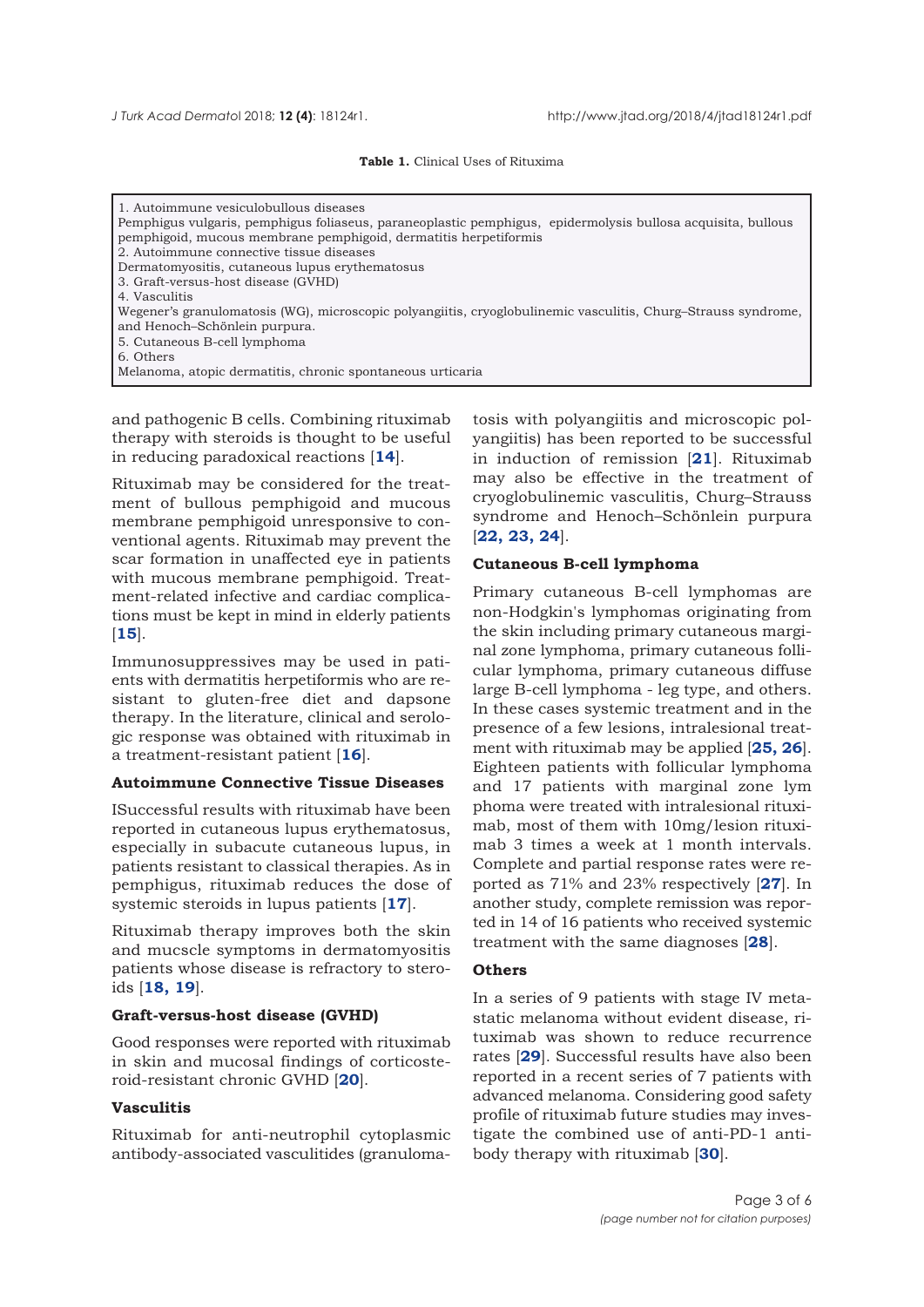**Table 1.** Clinical Uses of Rituxima

| |
|---|
| 1. Autoimmune vesiculobullous diseases |
| Pemphigus vulgaris, pemphigus foliaseus, paraneoplastic pemphigus, epidermolysis bullosa acquisita, bullous pemphigoid, mucous membrane pemphigoid, dermatitis herpetiformis |
| 2. Autoimmune connective tissue diseases |
| Dermatomyositis, cutaneous lupus erythematosus |
| 3. Graft-versus-host disease (GVHD) |
| 4. Vasculitis |
| Wegener's granulomatosis (WG), microscopic polyangiitis, cryoglobulinemic vasculitis, Churg–Strauss syndrome, and Henoch–Schönlein purpura. |
| 5. Cutaneous B-cell lymphoma |
| 6. Others |
| Melanoma, atopic dermatitis, chronic spontaneous urticaria |

and pathogenic B cells. Combining rituximab therapy with steroids is thought to be useful in reducing paradoxical reactions [**14**].

Rituximab may be considered for the treatment of bullous pemphigoid and mucous membrane pemphigoid unresponsive to conventional agents. Rituximab may prevent the scar formation in unaffected eye in patients with mucous membrane pemphigoid. Treatment-related infective and cardiac complications must be kept in mind in elderly patients [**15**].

Immunosuppressives may be used in patients with dermatitis herpetiformis who are resistant to gluten-free diet and dapsone therapy. In the literature, clinical and serologic response was obtained with rituximab in a treatment-resistant patient [**16**].

### Autoimmune Connective Tissue Diseases

ISuccessful results with rituximab have been reported in cutaneous lupus erythematosus, especially in subacute cutaneous lupus, in patients resistant to classical therapies. As in pemphigus, rituximab reduces the dose of systemic steroids in lupus patients [**17**].

Rituximab therapy improves both the skin and mucscle symptoms in dermatomyositis patients whose disease is refractory to steroids [**18, 19**].

### Graft-versus-host disease (GVHD)

Good responses were reported with rituximab in skin and mucosal findings of corticosteroid-resistant chronic GVHD [**20**].

### Vasculitis

Rituximab for anti-neutrophil cytoplasmic antibody-associated vasculitides (granulomatosis with polyangiitis and microscopic polyangiitis) has been reported to be successful in induction of remission [**21**]. Rituximab may also be effective in the treatment of cryoglobulinemic vasculitis, Churg–Strauss syndrome and Henoch–Schönlein purpura [**22, 23, 24**].

### Cutaneous B-cell lymphoma

Primary cutaneous B-cell lymphomas are non-Hodgkin's lymphomas originating from the skin including primary cutaneous marginal zone lymphoma, primary cutaneous follicular lymphoma, primary cutaneous diffuse large B-cell lymphoma - leg type, and others. In these cases systemic treatment and in the presence of a few lesions, intralesional treatment with rituximab may be applied [**25, 26**]. Eighteen patients with follicular lymphoma and 17 patients with marginal zone lym phoma were treated with intralesional rituximab, most of them with 10mg/lesion rituximab 3 times a week at 1 month intervals. Complete and partial response rates were reported as 71% and 23% respectively [**27**]. In another study, complete remission was reported in 14 of 16 patients who received systemic treatment with the same diagnoses [**28**].

### Others

In a series of 9 patients with stage IV metastatic melanoma without evident disease, rituximab was shown to reduce recurrence rates [**29**]. Successful results have also been reported in a recent series of 7 patients with advanced melanoma. Considering good safety profile of rituximab future studies may investigate the combined use of anti-PD-1 antibody therapy with rituximab [**30**].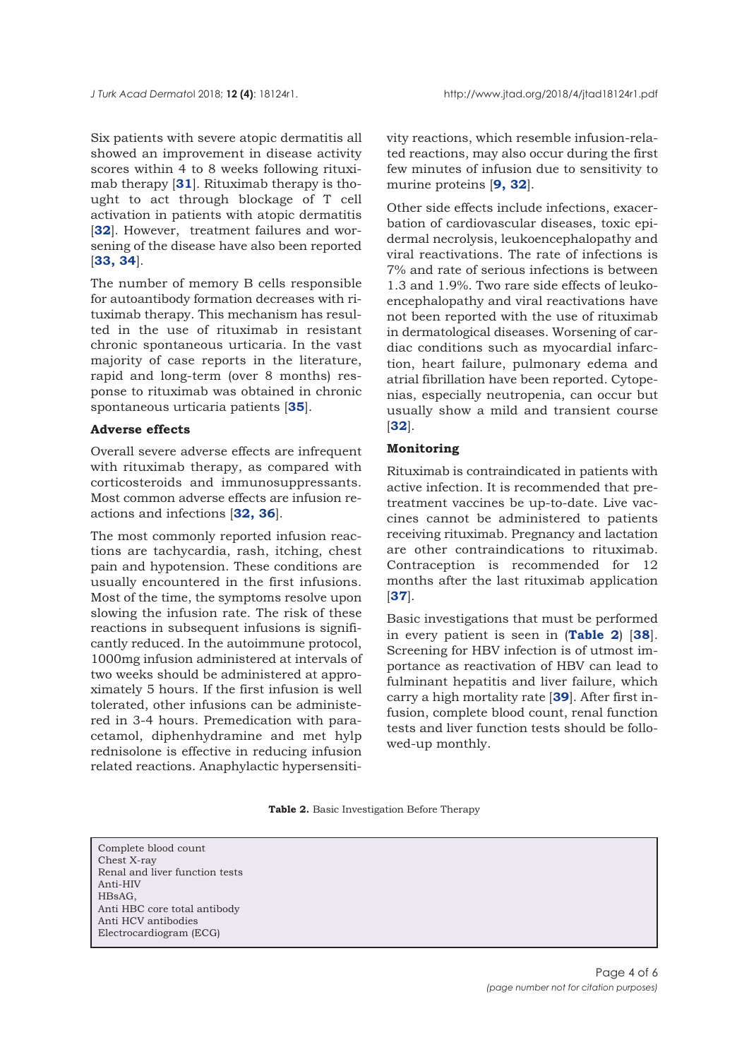Six patients with severe atopic dermatitis all showed an improvement in disease activity scores within 4 to 8 weeks following rituximab therapy [31]. Rituximab therapy is thought to act through blockage of T cell activation in patients with atopic dermatitis [32]. However, treatment failures and worsening of the disease have also been reported [33, 34].

The number of memory B cells responsible for autoantibody formation decreases with rituximab therapy. This mechanism has resulted in the use of rituximab in resistant chronic spontaneous urticaria. In the vast majority of case reports in the literature, rapid and long-term (over 8 months) response to rituximab was obtained in chronic spontaneous urticaria patients [35].

**Adverse effects**

Overall severe adverse effects are infrequent with rituximab therapy, as compared with corticosteroids and immunosuppressants. Most common adverse effects are infusion reactions and infections [32, 36].

The most commonly reported infusion reactions are tachycardia, rash, itching, chest pain and hypotension. These conditions are usually encountered in the first infusions. Most of the time, the symptoms resolve upon slowing the infusion rate. The risk of these reactions in subsequent infusions is significantly reduced. In the autoimmune protocol, 1000mg infusion administered at intervals of two weeks should be administered at approximately 5 hours. If the first infusion is well tolerated, other infusions can be administered in 3-4 hours. Premedication with paracetamol, diphenhydramine and met hylp rednisolone is effective in reducing infusion related reactions. Anaphylactic hypersensitivity reactions, which resemble infusion-related reactions, may also occur during the first few minutes of infusion due to sensitivity to murine proteins [9, 32].

Other side effects include infections, exacerbation of cardiovascular diseases, toxic epidermal necrolysis, leukoencephalopathy and viral reactivations. The rate of infections is 7% and rate of serious infections is between 1.3 and 1.9%. Two rare side effects of leukoencephalopathy and viral reactivations have not been reported with the use of rituximab in dermatological diseases. Worsening of cardiac conditions such as myocardial infarction, heart failure, pulmonary edema and atrial fibrillation have been reported. Cytopenias, especially neutropenia, can occur but usually show a mild and transient course [32].

**Monitoring**

Rituximab is contraindicated in patients with active infection. It is recommended that pretreatment vaccines be up-to-date. Live vaccines cannot be administered to patients receiving rituximab. Pregnancy and lactation are other contraindications to rituximab. Contraception is recommended for 12 months after the last rituximab application [37].

Basic investigations that must be performed in every patient is seen in (**Table 2**) [38]. Screening for HBV infection is of utmost importance as reactivation of HBV can lead to fulminant hepatitis and liver failure, which carry a high mortality rate [39]. After first infusion, complete blood count, renal function tests and liver function tests should be followed-up monthly.

**Table 2.** Basic Investigation Before Therapy

| |
|---|
| Complete blood count |
| Chest X-ray |
| Renal and liver function tests |
| Anti-HIV |
| HBsAG, |
| Anti HBC core total antibody |
| Anti HCV antibodies |
| Electrocardiogram (ECG) |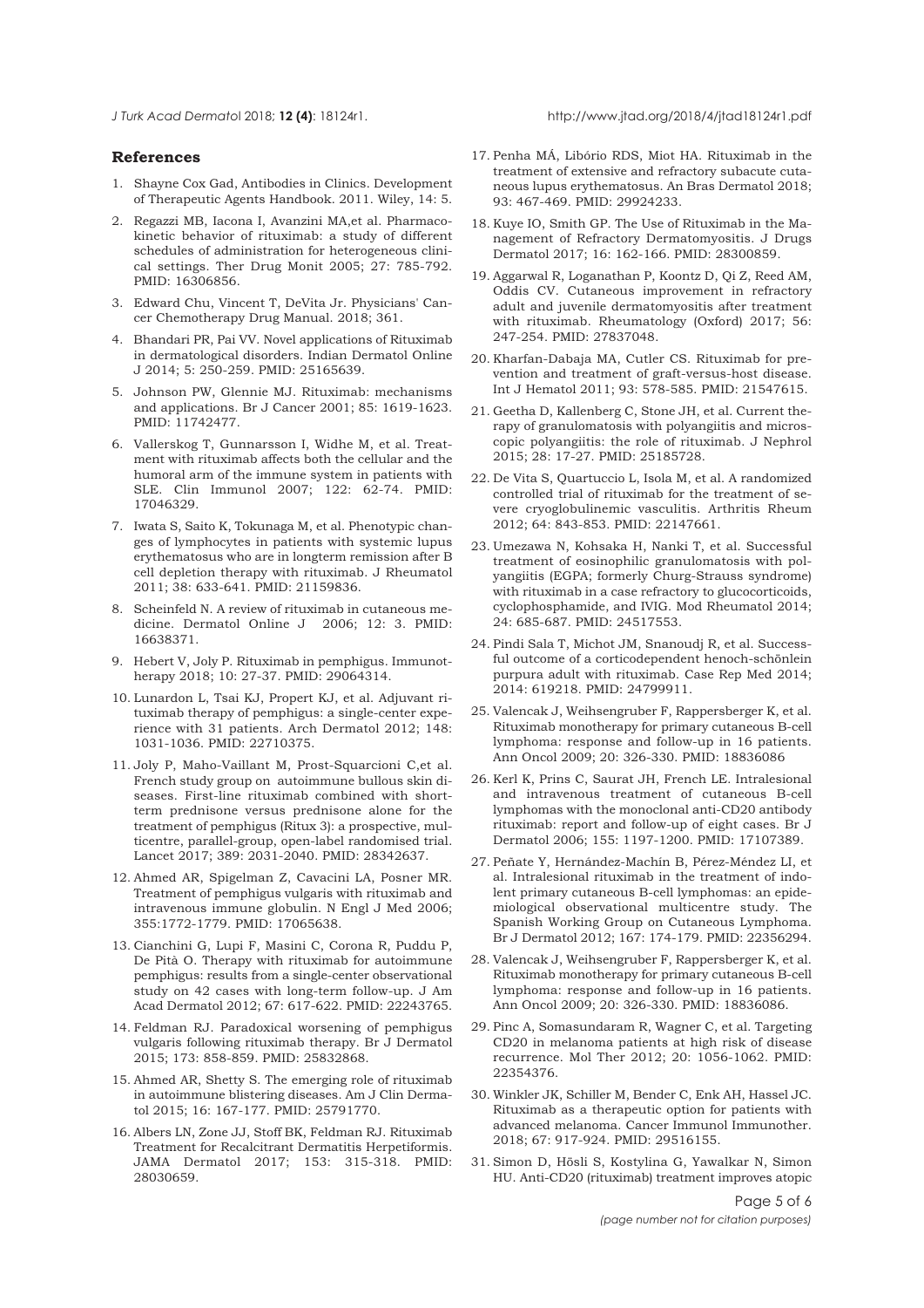## References

1. Shayne Cox Gad, Antibodies in Clinics. Development of Therapeutic Agents Handbook. 2011. Wiley, 14: 5.
2. Regazzi MB, Iacona I, Avanzini MA,et al. Pharmacokinetic behavior of rituximab: a study of different schedules of administration for heterogeneous clinical settings. Ther Drug Monit 2005; 27: 785-792. PMID: 16306856.
3. Edward Chu, Vincent T, DeVita Jr. Physicians' Cancer Chemotherapy Drug Manual. 2018; 361.
4. Bhandari PR, Pai VV. Novel applications of Rituximab in dermatological disorders. Indian Dermatol Online J 2014; 5: 250-259. PMID: 25165639.
5. Johnson PW, Glennie MJ. Rituximab: mechanisms and applications. Br J Cancer 2001; 85: 1619-1623. PMID: 11742477.
6. Vallerskog T, Gunnarsson I, Widhe M, et al. Treatment with rituximab affects both the cellular and the humoral arm of the immune system in patients with SLE. Clin Immunol 2007; 122: 62-74. PMID: 17046329.
7. Iwata S, Saito K, Tokunaga M, et al. Phenotypic changes of lymphocytes in patients with systemic lupus erythematosus who are in longterm remission after B cell depletion therapy with rituximab. J Rheumatol 2011; 38: 633-641. PMID: 21159836.
8. Scheinfeld N. A review of rituximab in cutaneous medicine. Dermatol Online J 2006; 12: 3. PMID: 16638371.
9. Hebert V, Joly P. Rituximab in pemphigus. Immunotherapy 2018; 10: 27-37. PMID: 29064314.
10. Lunardon L, Tsai KJ, Propert KJ, et al. Adjuvant rituximab therapy of pemphigus: a single-center experience with 31 patients. Arch Dermatol 2012; 148: 1031-1036. PMID: 22710375.
11. Joly P, Maho-Vaillant M, Prost-Squarcioni C,et al. French study group on autoimmune bullous skin diseases. First-line rituximab combined with short-term prednisone versus prednisone alone for the treatment of pemphigus (Ritux 3): a prospective, multicentre, parallel-group, open-label randomised trial. Lancet 2017; 389: 2031-2040. PMID: 28342637.
12. Ahmed AR, Spigelman Z, Cavacini LA, Posner MR. Treatment of pemphigus vulgaris with rituximab and intravenous immune globulin. N Engl J Med 2006; 355:1772-1779. PMID: 17065638.
13. Cianchini G, Lupi F, Masini C, Corona R, Puddu P, De Pità O. Therapy with rituximab for autoimmune pemphigus: results from a single-center observational study on 42 cases with long-term follow-up. J Am Acad Dermatol 2012; 67: 617-622. PMID: 22243765.
14. Feldman RJ. Paradoxical worsening of pemphigus vulgaris following rituximab therapy. Br J Dermatol 2015; 173: 858-859. PMID: 25832868.
15. Ahmed AR, Shetty S. The emerging role of rituximab in autoimmune blistering diseases. Am J Clin Dermatol 2015; 16: 167-177. PMID: 25791770.
16. Albers LN, Zone JJ, Stoff BK, Feldman RJ. Rituximab Treatment for Recalcitrant Dermatitis Herpetiformis. JAMA Dermatol 2017; 153: 315-318. PMID: 28030659.
17. Penha MÁ, Libório RDS, Miot HA. Rituximab in the treatment of extensive and refractory subacute cutaneous lupus erythematosus. An Bras Dermatol 2018; 93: 467-469. PMID: 29924233.
18. Kuye IO, Smith GP. The Use of Rituximab in the Management of Refractory Dermatomyositis. J Drugs Dermatol 2017; 16: 162-166. PMID: 28300859.
19. Aggarwal R, Loganathan P, Koontz D, Qi Z, Reed AM, Oddis CV. Cutaneous improvement in refractory adult and juvenile dermatomyositis after treatment with rituximab. Rheumatology (Oxford) 2017; 56: 247-254. PMID: 27837048.
20. Kharfan-Dabaja MA, Cutler CS. Rituximab for prevention and treatment of graft-versus-host disease. Int J Hematol 2011; 93: 578-585. PMID: 21547615.
21. Geetha D, Kallenberg C, Stone JH, et al. Current therapy of granulomatosis with polyangiitis and microscopic polyangiitis: the role of rituximab. J Nephrol 2015; 28: 17-27. PMID: 25185728.
22. De Vita S, Quartuccio L, Isola M, et al. A randomized controlled trial of rituximab for the treatment of severe cryoglobulinemic vasculitis. Arthritis Rheum 2012; 64: 843-853. PMID: 22147661.
23. Umezawa N, Kohsaka H, Nanki T, et al. Successful treatment of eosinophilic granulomatosis with polyangiitis (EGPA; formerly Churg-Strauss syndrome) with rituximab in a case refractory to glucocorticoids, cyclophosphamide, and IVIG. Mod Rheumatol 2014; 24: 685-687. PMID: 24517553.
24. Pindi Sala T, Michot JM, Snanoudj R, et al. Successful outcome of a corticodependent henoch-schönlein purpura adult with rituximab. Case Rep Med 2014; 2014: 619218. PMID: 24799911.
25. Valencak J, Weihsengruber F, Rappersberger K, et al. Rituximab monotherapy for primary cutaneous B-cell lymphoma: response and follow-up in 16 patients. Ann Oncol 2009; 20: 326-330. PMID: 18836086
26. Kerl K, Prins C, Saurat JH, French LE. Intralesional and intravenous treatment of cutaneous B-cell lymphomas with the monoclonal anti-CD20 antibody rituximab: report and follow-up of eight cases. Br J Dermatol 2006; 155: 1197-1200. PMID: 17107389.
27. Peñate Y, Hernández-Machín B, Pérez-Méndez LI, et al. Intralesional rituximab in the treatment of indolent primary cutaneous B-cell lymphomas: an epidemiological observational multicentre study. The Spanish Working Group on Cutaneous Lymphoma. Br J Dermatol 2012; 167: 174-179. PMID: 22356294.
28. Valencak J, Weihsengruber F, Rappersberger K, et al. Rituximab monotherapy for primary cutaneous B-cell lymphoma: response and follow-up in 16 patients. Ann Oncol 2009; 20: 326-330. PMID: 18836086.
29. Pinc A, Somasundaram R, Wagner C, et al. Targeting CD20 in melanoma patients at high risk of disease recurrence. Mol Ther 2012; 20: 1056-1062. PMID: 22354376.
30. Winkler JK, Schiller M, Bender C, Enk AH, Hassel JC. Rituximab as a therapeutic option for patients with advanced melanoma. Cancer Immunol Immunother. 2018; 67: 917-924. PMID: 29516155.
31. Simon D, Hösli S, Kostylina G, Yawalkar N, Simon HU. Anti-CD20 (rituximab) treatment improves atopic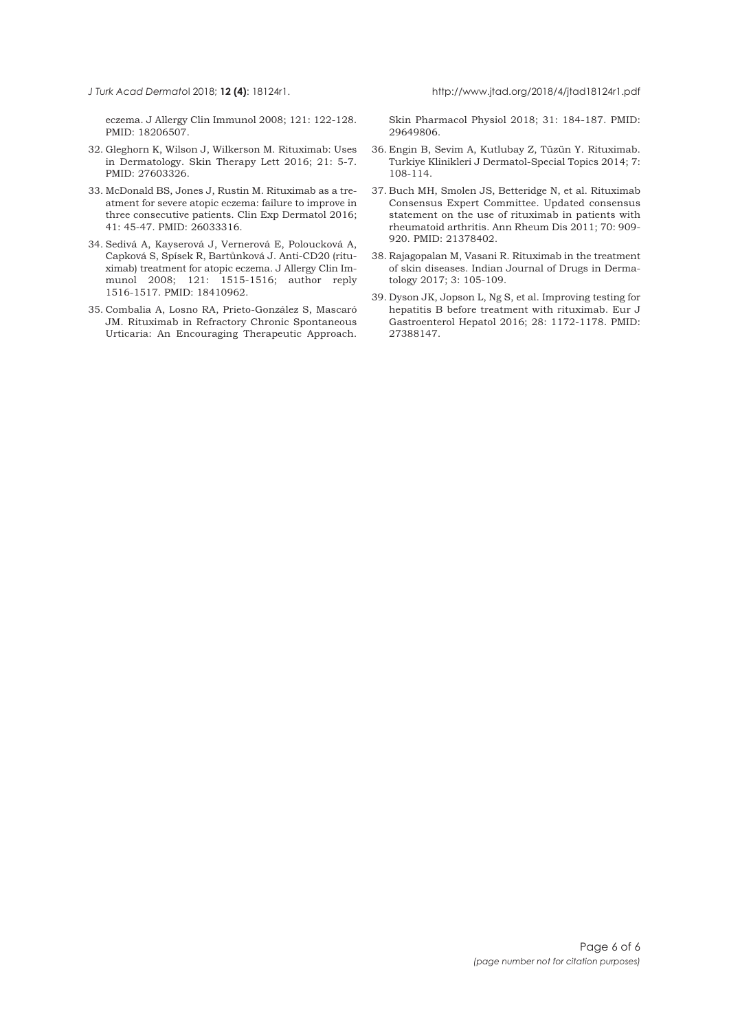eczema. J Allergy Clin Immunol 2008; 121: 122-128. PMID: 18206507.

32. Gleghorn K, Wilson J, Wilkerson M. Rituximab: Uses in Dermatology. Skin Therapy Lett 2016; 21: 5-7. PMID: 27603326.
33. McDonald BS, Jones J, Rustin M. Rituximab as a treatment for severe atopic eczema: failure to improve in three consecutive patients. Clin Exp Dermatol 2016; 41: 45-47. PMID: 26033316.
34. Sedivá A, Kayserová J, Vernerová E, Polouckóvá A, Capková S, Spísek R, Bartůnková J. Anti-CD20 (rituximab) treatment for atopic eczema. J Allergy Clin Immunol 2008; 121: 1515-1516; author reply 1516-1517. PMID: 18410962.
35. Combalia A, Losno RA, Prieto-González S, Mascaró JM. Rituximab in Refractory Chronic Spontaneous Urticaria: An Encouraging Therapeutic Approach. Skin Pharmacol Physiol 2018; 31: 184-187. PMID: 29649806.
36. Engin B, Sevim A, Kutlubay Z, Tüzün Y. Rituximab. Turkiye Klinikleri J Dermatol-Special Topics 2014; 7: 108-114.
37. Buch MH, Smolen JS, Betteridge N, et al. Rituximab Consensus Expert Committee. Updated consensus statement on the use of rituximab in patients with rheumatoid arthritis. Ann Rheum Dis 2011; 70: 909-920. PMID: 21378402.
38. Rajagopalan M, Vasani R. Rituximab in the treatment of skin diseases. Indian Journal of Drugs in Dermatology 2017; 3: 105-109.
39. Dyson JK, Jopson L, Ng S, et al. Improving testing for hepatitis B before treatment with rituximab. Eur J Gastroenterol Hepatol 2016; 28: 1172-1178. PMID: 27388147.